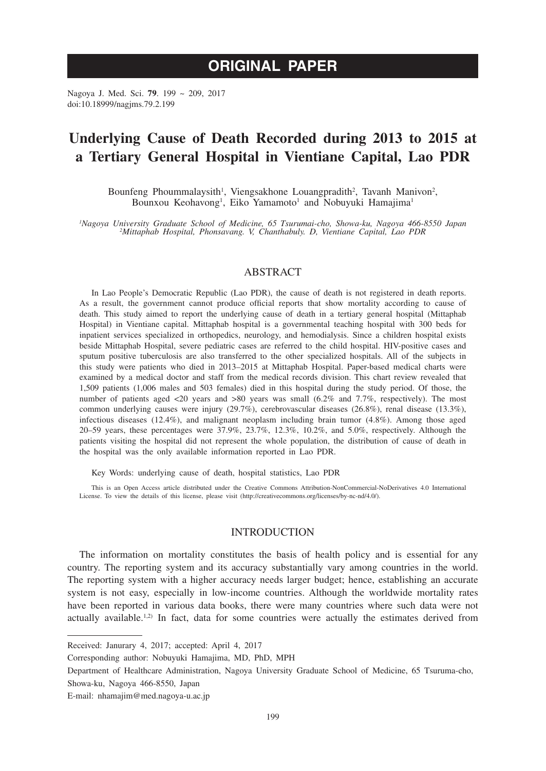ORIGINAL PAPER

Nagoya J. Med. Sci. **79**. 199 ~ 209, 2017
doi:10.18999/nagjms.79.2.199

# Underlying Cause of Death Recorded during 2013 to 2015 at a Tertiary General Hospital in Vientiane Capital, Lao PDR

Bounfeng Phoummalaysith[1], Viengsakhone Louangpradith[2], Tavanh Manivon[2], Bounxou Keohavong[1], Eiko Yamamoto[1] and Nobuyuki Hamajima[1]

*[1]Nagoya University Graduate School of Medicine, 65 Tsurumai-cho, Showa-ku, Nagoya 466-8550 Japan*
*[2]Mittaphab Hospital, Phonsavang. V, Chanthabuly. D, Vientiane Capital, Lao PDR*

## ABSTRACT

In Lao People's Democratic Republic (Lao PDR), the cause of death is not registered in death reports. As a result, the government cannot produce official reports that show mortality according to cause of death. This study aimed to report the underlying cause of death in a tertiary general hospital (Mittaphab Hospital) in Vientiane capital. Mittaphab hospital is a governmental teaching hospital with 300 beds for inpatient services specialized in orthopedics, neurology, and hemodialysis. Since a children hospital exists beside Mittaphab Hospital, severe pediatric cases are referred to the child hospital. HIV-positive cases and sputum positive tuberculosis are also transferred to the other specialized hospitals. All of the subjects in this study were patients who died in 2013–2015 at Mittaphab Hospital. Paper-based medical charts were examined by a medical doctor and staff from the medical records division. This chart review revealed that 1,509 patients (1,006 males and 503 females) died in this hospital during the study period. Of those, the number of patients aged <20 years and >80 years was small (6.2% and 7.7%, respectively). The most common underlying causes were injury (29.7%), cerebrovascular diseases (26.8%), renal disease (13.3%), infectious diseases (12.4%), and malignant neoplasm including brain tumor (4.8%). Among those aged 20–59 years, these percentages were 37.9%, 23.7%, 12.3%, 10.2%, and 5.0%, respectively. Although the patients visiting the hospital did not represent the whole population, the distribution of cause of death in the hospital was the only available information reported in Lao PDR.

Key Words: underlying cause of death, hospital statistics, Lao PDR

This is an Open Access article distributed under the Creative Commons Attribution-NonCommercial-NoDerivatives 4.0 International License. To view the details of this license, please visit (http://creativecommons.org/licenses/by-nc-nd/4.0/).

## INTRODUCTION

The information on mortality constitutes the basis of health policy and is essential for any country. The reporting system and its accuracy substantially vary among countries in the world. The reporting system with a higher accuracy needs larger budget; hence, establishing an accurate system is not easy, especially in low-income countries. Although the worldwide mortality rates have been reported in various data books, there were many countries where such data were not actually available.[1,2] In fact, data for some countries were actually the estimates derived from

Received: Janurary 4, 2017; accepted: April 4, 2017

Corresponding author: Nobuyuki Hamajima, MD, PhD, MPH

Department of Healthcare Administration, Nagoya University Graduate School of Medicine, 65 Tsuruma-cho, Showa-ku, Nagoya 466-8550, Japan

E-mail: nhamajim@med.nagoya-u.ac.jp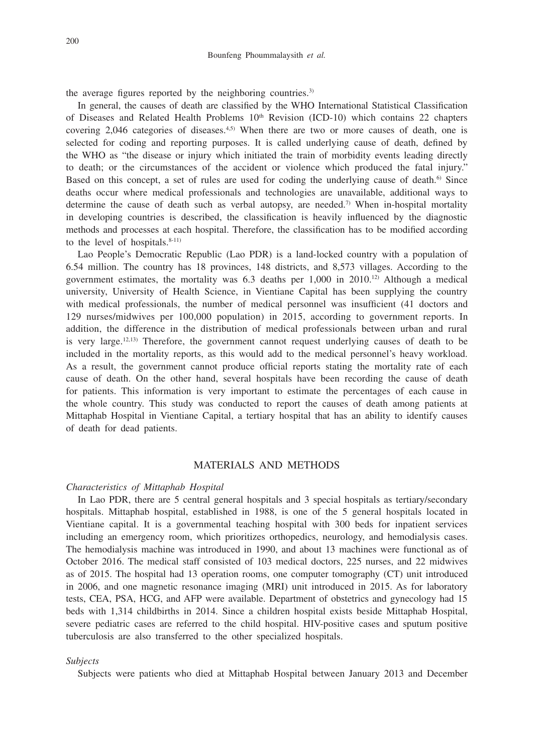the average figures reported by the neighboring countries.[3)]

In general, the causes of death are classified by the WHO International Statistical Classification of Diseases and Related Health Problems 10th Revision (ICD-10) which contains 22 chapters covering 2,046 categories of diseases.[4,5)] When there are two or more causes of death, one is selected for coding and reporting purposes. It is called underlying cause of death, defined by the WHO as "the disease or injury which initiated the train of morbidity events leading directly to death; or the circumstances of the accident or violence which produced the fatal injury." Based on this concept, a set of rules are used for coding the underlying cause of death.[6)] Since deaths occur where medical professionals and technologies are unavailable, additional ways to determine the cause of death such as verbal autopsy, are needed.[7)] When in-hospital mortality in developing countries is described, the classification is heavily influenced by the diagnostic methods and processes at each hospital. Therefore, the classification has to be modified according to the level of hospitals.[8-11)]

Lao People's Democratic Republic (Lao PDR) is a land-locked country with a population of 6.54 million. The country has 18 provinces, 148 districts, and 8,573 villages. According to the government estimates, the mortality was 6.3 deaths per 1,000 in 2010.[12)] Although a medical university, University of Health Science, in Vientiane Capital has been supplying the country with medical professionals, the number of medical personnel was insufficient (41 doctors and 129 nurses/midwives per 100,000 population) in 2015, according to government reports. In addition, the difference in the distribution of medical professionals between urban and rural is very large.[12,13)] Therefore, the government cannot request underlying causes of death to be included in the mortality reports, as this would add to the medical personnel's heavy workload. As a result, the government cannot produce official reports stating the mortality rate of each cause of death. On the other hand, several hospitals have been recording the cause of death for patients. This information is very important to estimate the percentages of each cause in the whole country. This study was conducted to report the causes of death among patients at Mittaphab Hospital in Vientiane Capital, a tertiary hospital that has an ability to identify causes of death for dead patients.

## MATERIALS AND METHODS

### *Characteristics of Mittaphab Hospital*

In Lao PDR, there are 5 central general hospitals and 3 special hospitals as tertiary/secondary hospitals. Mittaphab hospital, established in 1988, is one of the 5 general hospitals located in Vientiane capital. It is a governmental teaching hospital with 300 beds for inpatient services including an emergency room, which prioritizes orthopedics, neurology, and hemodialysis cases. The hemodialysis machine was introduced in 1990, and about 13 machines were functional as of October 2016. The medical staff consisted of 103 medical doctors, 225 nurses, and 22 midwives as of 2015. The hospital had 13 operation rooms, one computer tomography (CT) unit introduced in 2006, and one magnetic resonance imaging (MRI) unit introduced in 2015. As for laboratory tests, CEA, PSA, HCG, and AFP were available. Department of obstetrics and gynecology had 15 beds with 1,314 childbirths in 2014. Since a children hospital exists beside Mittaphab Hospital, severe pediatric cases are referred to the child hospital. HIV-positive cases and sputum positive tuberculosis are also transferred to the other specialized hospitals.

### *Subjects*

Subjects were patients who died at Mittaphab Hospital between January 2013 and December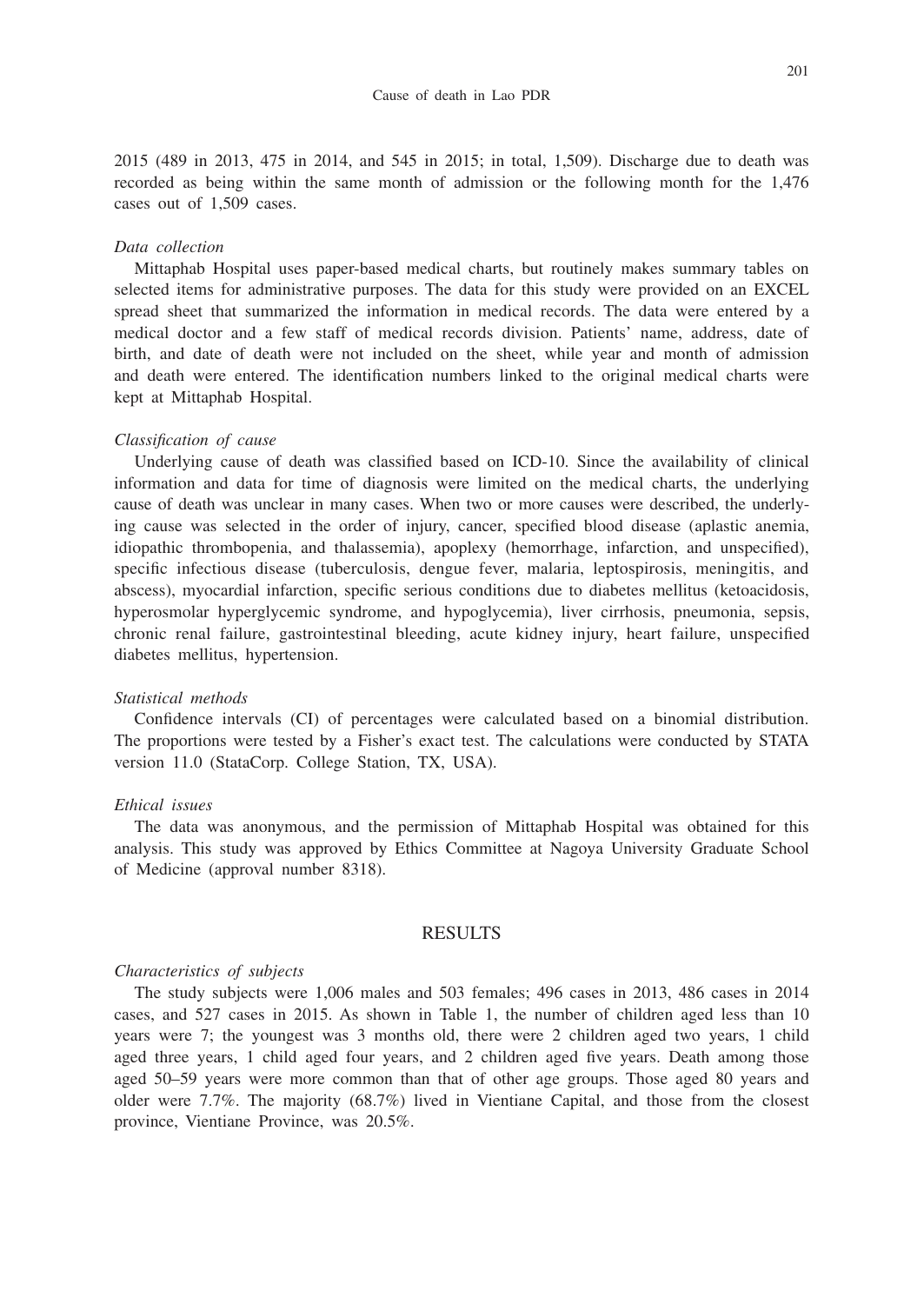2015 (489 in 2013, 475 in 2014, and 545 in 2015; in total, 1,509). Discharge due to death was recorded as being within the same month of admission or the following month for the 1,476 cases out of 1,509 cases.

*Data collection*

Mittaphab Hospital uses paper-based medical charts, but routinely makes summary tables on selected items for administrative purposes. The data for this study were provided on an EXCEL spread sheet that summarized the information in medical records. The data were entered by a medical doctor and a few staff of medical records division. Patients' name, address, date of birth, and date of death were not included on the sheet, while year and month of admission and death were entered. The identification numbers linked to the original medical charts were kept at Mittaphab Hospital.

*Classification of cause*

Underlying cause of death was classified based on ICD-10. Since the availability of clinical information and data for time of diagnosis were limited on the medical charts, the underlying cause of death was unclear in many cases. When two or more causes were described, the underlying cause was selected in the order of injury, cancer, specified blood disease (aplastic anemia, idiopathic thrombopenia, and thalassemia), apoplexy (hemorrhage, infarction, and unspecified), specific infectious disease (tuberculosis, dengue fever, malaria, leptospirosis, meningitis, and abscess), myocardial infarction, specific serious conditions due to diabetes mellitus (ketoacidosis, hyperosmolar hyperglycemic syndrome, and hypoglycemia), liver cirrhosis, pneumonia, sepsis, chronic renal failure, gastrointestinal bleeding, acute kidney injury, heart failure, unspecified diabetes mellitus, hypertension.

*Statistical methods*

Confidence intervals (CI) of percentages were calculated based on a binomial distribution. The proportions were tested by a Fisher's exact test. The calculations were conducted by STATA version 11.0 (StataCorp. College Station, TX, USA).

*Ethical issues*

The data was anonymous, and the permission of Mittaphab Hospital was obtained for this analysis. This study was approved by Ethics Committee at Nagoya University Graduate School of Medicine (approval number 8318).

## RESULTS

*Characteristics of subjects*

The study subjects were 1,006 males and 503 females; 496 cases in 2013, 486 cases in 2014 cases, and 527 cases in 2015. As shown in Table 1, the number of children aged less than 10 years were 7; the youngest was 3 months old, there were 2 children aged two years, 1 child aged three years, 1 child aged four years, and 2 children aged five years. Death among those aged 50–59 years were more common than that of other age groups. Those aged 80 years and older were 7.7%. The majority (68.7%) lived in Vientiane Capital, and those from the closest province, Vientiane Province, was 20.5%.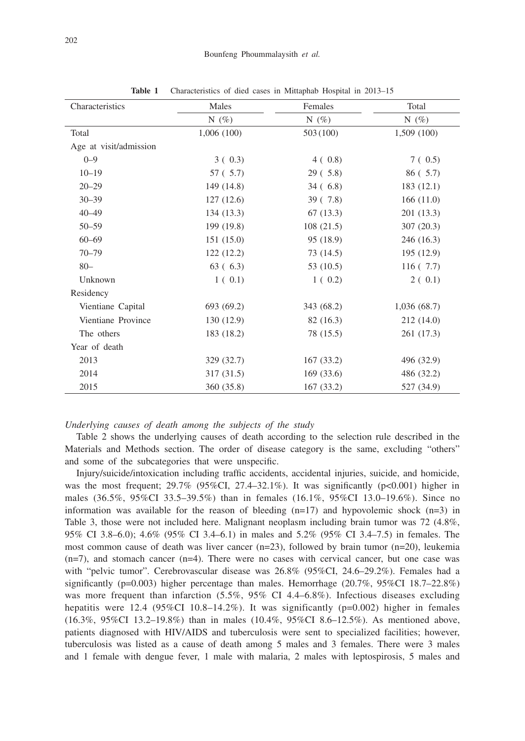**Table 1** Characteristics of died cases in Mittaphab Hospital in 2013–15

| Characteristics | Males | Females | Total |
|---|---|---|---|
| | N (%) | N (%) | N (%) |
| Total | 1,006 (100) | 503 (100) | 1,509 (100) |
| Age at visit/admission | | | |
| 0–9 | 3 ( 0.3) | 4 ( 0.8) | 7 ( 0.5) |
| 10–19 | 57 ( 5.7) | 29 ( 5.8) | 86 ( 5.7) |
| 20–29 | 149 (14.8) | 34 ( 6.8) | 183 (12.1) |
| 30–39 | 127 (12.6) | 39 ( 7.8) | 166 (11.0) |
| 40–49 | 134 (13.3) | 67 (13.3) | 201 (13.3) |
| 50–59 | 199 (19.8) | 108 (21.5) | 307 (20.3) |
| 60–69 | 151 (15.0) | 95 (18.9) | 246 (16.3) |
| 70–79 | 122 (12.2) | 73 (14.5) | 195 (12.9) |
| 80– | 63 ( 6.3) | 53 (10.5) | 116 ( 7.7) |
| Unknown | 1 ( 0.1) | 1 ( 0.2) | 2 ( 0.1) |
| Residency | | | |
| Vientiane Capital | 693 (69.2) | 343 (68.2) | 1,036 (68.7) |
| Vientiane Province | 130 (12.9) | 82 (16.3) | 212 (14.0) |
| The others | 183 (18.2) | 78 (15.5) | 261 (17.3) |
| Year of death | | | |
| 2013 | 329 (32.7) | 167 (33.2) | 496 (32.9) |
| 2014 | 317 (31.5) | 169 (33.6) | 486 (32.2) |
| 2015 | 360 (35.8) | 167 (33.2) | 527 (34.9) |

*Underlying causes of death among the subjects of the study*

Table 2 shows the underlying causes of death according to the selection rule described in the Materials and Methods section. The order of disease category is the same, excluding "others" and some of the subcategories that were unspecific.

Injury/suicide/intoxication including traffic accidents, accidental injuries, suicide, and homicide, was the most frequent; 29.7% (95%CI, 27.4–32.1%). It was significantly ($p<0.001$) higher in males (36.5%, 95%CI 33.5–39.5%) than in females (16.1%, 95%CI 13.0–19.6%). Since no information was available for the reason of bleeding (n=17) and hypovolemic shock (n=3) in Table 3, those were not included here. Malignant neoplasm including brain tumor was 72 (4.8%, 95% CI 3.8–6.0); 4.6% (95% CI 3.4–6.1) in males and 5.2% (95% CI 3.4–7.5) in females. The most common cause of death was liver cancer (n=23), followed by brain tumor (n=20), leukemia (n=7), and stomach cancer (n=4). There were no cases with cervical cancer, but one case was with "pelvic tumor". Cerebrovascular disease was 26.8% (95%CI, 24.6–29.2%). Females had a significantly ($p=0.003$) higher percentage than males. Hemorrhage (20.7%, 95%CI 18.7–22.8%) was more frequent than infarction (5.5%, 95% CI 4.4–6.8%). Infectious diseases excluding hepatitis were 12.4 (95%CI 10.8–14.2%). It was significantly ($p=0.002$) higher in females (16.3%, 95%CI 13.2–19.8%) than in males (10.4%, 95%CI 8.6–12.5%). As mentioned above, patients diagnosed with HIV/AIDS and tuberculosis were sent to specialized facilities; however, tuberculosis was listed as a cause of death among 5 males and 3 females. There were 3 males and 1 female with dengue fever, 1 male with malaria, 2 males with leptospirosis, 5 males and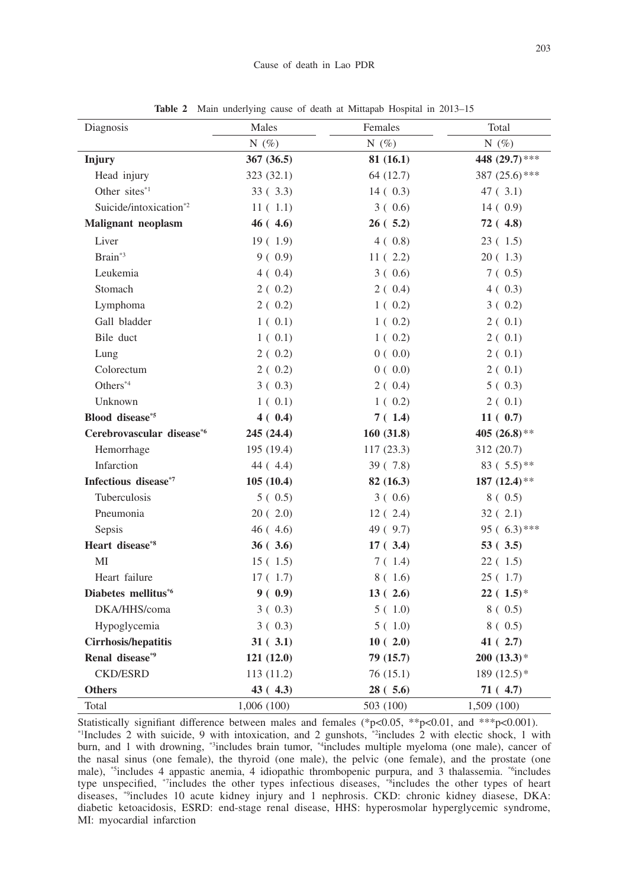**Table 2** Main underlying cause of death at Mittapab Hospital in 2013–15

| Diagnosis | Males | Females | Total |
|---|---|---|---|
| | N (%) | N (%) | N (%) |
| **Injury** | **367 (36.5)** | **81 (16.1)** | **448 (29.7)*** ** |
| Head injury | 323 (32.1) | 64 (12.7) | 387 (25.6)*** |
| Other sites[*1] | 33 ( 3.3) | 14 ( 0.3) | 47 ( 3.1) |
| Suicide/intoxication[*2] | 11 ( 1.1) | 3 ( 0.6) | 14 ( 0.9) |
| **Malignant neoplasm** | **46 ( 4.6)** | **26 ( 5.2)** | **72 ( 4.8)** |
| Liver | 19 ( 1.9) | 4 ( 0.8) | 23 ( 1.5) |
| Brain[*3] | 9 ( 0.9) | 11 ( 2.2) | 20 ( 1.3) |
| Leukemia | 4 ( 0.4) | 3 ( 0.6) | 7 ( 0.5) |
| Stomach | 2 ( 0.2) | 2 ( 0.4) | 4 ( 0.3) |
| Lymphoma | 2 ( 0.2) | 1 ( 0.2) | 3 ( 0.2) |
| Gall bladder | 1 ( 0.1) | 1 ( 0.2) | 2 ( 0.1) |
| Bile duct | 1 ( 0.1) | 1 ( 0.2) | 2 ( 0.1) |
| Lung | 2 ( 0.2) | 0 ( 0.0) | 2 ( 0.1) |
| Colorectum | 2 ( 0.2) | 0 ( 0.0) | 2 ( 0.1) |
| Others[*4] | 3 ( 0.3) | 2 ( 0.4) | 5 ( 0.3) |
| Unknown | 1 ( 0.1) | 1 ( 0.2) | 2 ( 0.1) |
| **Blood disease[*5]** | **4 ( 0.4)** | **7 ( 1.4)** | **11 ( 0.7)** |
| **Cerebrovascular disease[*6]** | **245 (24.4)** | **160 (31.8)** | **405 (26.8)**** |
| Hemorrhage | 195 (19.4) | 117 (23.3) | 312 (20.7) |
| Infarction | 44 ( 4.4) | 39 ( 7.8) | 83 ( 5.5)** |
| **Infectious disease[*7]** | **105 (10.4)** | **82 (16.3)** | **187 (12.4)**** |
| Tuberculosis | 5 ( 0.5) | 3 ( 0.6) | 8 ( 0.5) |
| Pneumonia | 20 ( 2.0) | 12 ( 2.4) | 32 ( 2.1) |
| Sepsis | 46 ( 4.6) | 49 ( 9.7) | 95 ( 6.3)*** |
| **Heart disease[*8]** | **36 ( 3.6)** | **17 ( 3.4)** | **53 ( 3.5)** |
| MI | 15 ( 1.5) | 7 ( 1.4) | 22 ( 1.5) |
| Heart failure | 17 ( 1.7) | 8 ( 1.6) | 25 ( 1.7) |
| **Diabetes mellitus[*6]** | **9 ( 0.9)** | **13 ( 2.6)** | **22 ( 1.5)*** |
| DKA/HHS/coma | 3 ( 0.3) | 5 ( 1.0) | 8 ( 0.5) |
| Hypoglycemia | 3 ( 0.3) | 5 ( 1.0) | 8 ( 0.5) |
| **Cirrhosis/hepatitis** | **31 ( 3.1)** | **10 ( 2.0)** | **41 ( 2.7)** |
| **Renal disease[*9]** | **121 (12.0)** | **79 (15.7)** | **200 (13.3)*** |
| CKD/ESRD | 113 (11.2) | 76 (15.1) | 189 (12.5)* |
| **Others** | **43 ( 4.3)** | **28 ( 5.6)** | **71 ( 4.7)** |
| Total | 1,006 (100) | 503 (100) | 1,509 (100) |

Statistically signifiant difference between males and females (*p<0.05, **p<0.01, and ***p<0.001).
[*1]Includes 2 with suicide, 9 with intoxication, and 2 gunshots, [*2]includes 2 with electic shock, 1 with burn, and 1 with drowning, [*3]includes brain tumor, [*4]includes multiple myeloma (one male), cancer of the nasal sinus (one female), the thyroid (one male), the pelvic (one female), and the prostate (one male), [*5]includes 4 appastic anemia, 4 idiopathic thrombopenic purpura, and 3 thalassemia. [*6]includes type unspecified, [*7]includes the other types infectious diseases, [*8]includes the other types of heart diseases, [*9]includes 10 acute kidney injury and 1 nephrosis. CKD: chronic kidney diasese, DKA: diabetic ketoacidosis, ESRD: end-stage renal disease, HHS: hyperosmolar hyperglycemic syndrome, MI: myocardial infarction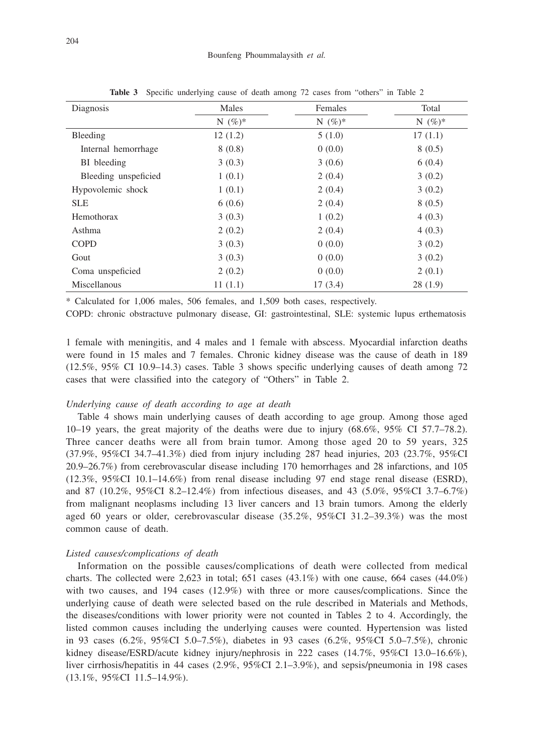**Table 3** Specific underlying cause of death among 72 cases from "others" in Table 2

| Diagnosis | Males | Females | Total |
|---|---|---|---|
| | N (%)* | N (%)* | N (%)* |
| Bleeding | 12 (1.2) | 5 (1.0) | 17 (1.1) |
| Internal hemorrhage | 8 (0.8) | 0 (0.0) | 8 (0.5) |
| BI bleeding | 3 (0.3) | 3 (0.6) | 6 (0.4) |
| Bleeding unspeficied | 1 (0.1) | 2 (0.4) | 3 (0.2) |
| Hypovolemic shock | 1 (0.1) | 2 (0.4) | 3 (0.2) |
| SLE | 6 (0.6) | 2 (0.4) | 8 (0.5) |
| Hemothorax | 3 (0.3) | 1 (0.2) | 4 (0.3) |
| Asthma | 2 (0.2) | 2 (0.4) | 4 (0.3) |
| COPD | 3 (0.3) | 0 (0.0) | 3 (0.2) |
| Gout | 3 (0.3) | 0 (0.0) | 3 (0.2) |
| Coma unspeficied | 2 (0.2) | 0 (0.0) | 2 (0.1) |
| Miscellanous | 11 (1.1) | 17 (3.4) | 28 (1.9) |

\* Calculated for 1,006 males, 506 females, and 1,509 both cases, respectively.

COPD: chronic obstractuve pulmonary disease, GI: gastrointestinal, SLE: systemic lupus erthematosis

1 female with meningitis, and 4 males and 1 female with abscess. Myocardial infarction deaths were found in 15 males and 7 females. Chronic kidney disease was the cause of death in 189 (12.5%, 95% CI 10.9–14.3) cases. Table 3 shows specific underlying causes of death among 72 cases that were classified into the category of "Others" in Table 2.

*Underlying cause of death according to age at death*

Table 4 shows main underlying causes of death according to age group. Among those aged 10–19 years, the great majority of the deaths were due to injury (68.6%, 95% CI 57.7–78.2). Three cancer deaths were all from brain tumor. Among those aged 20 to 59 years, 325 (37.9%, 95%CI 34.7–41.3%) died from injury including 287 head injuries, 203 (23.7%, 95%CI 20.9–26.7%) from cerebrovascular disease including 170 hemorrhages and 28 infarctions, and 105 (12.3%, 95%CI 10.1–14.6%) from renal disease including 97 end stage renal disease (ESRD), and 87 (10.2%, 95%CI 8.2–12.4%) from infectious diseases, and 43 (5.0%, 95%CI 3.7–6.7%) from malignant neoplasms including 13 liver cancers and 13 brain tumors. Among the elderly aged 60 years or older, cerebrovascular disease (35.2%, 95%CI 31.2–39.3%) was the most common cause of death.

*Listed causes/complications of death*

Information on the possible causes/complications of death were collected from medical charts. The collected were 2,623 in total; 651 cases (43.1%) with one cause, 664 cases (44.0%) with two causes, and 194 cases (12.9%) with three or more causes/complications. Since the underlying cause of death were selected based on the rule described in Materials and Methods, the diseases/conditions with lower priority were not counted in Tables 2 to 4. Accordingly, the listed common causes including the underlying causes were counted. Hypertension was listed in 93 cases (6.2%, 95%CI 5.0–7.5%), diabetes in 93 cases (6.2%, 95%CI 5.0–7.5%), chronic kidney disease/ESRD/acute kidney injury/nephrosis in 222 cases (14.7%, 95%CI 13.0–16.6%), liver cirrhosis/hepatitis in 44 cases (2.9%, 95%CI 2.1–3.9%), and sepsis/pneumonia in 198 cases (13.1%, 95%CI 11.5–14.9%).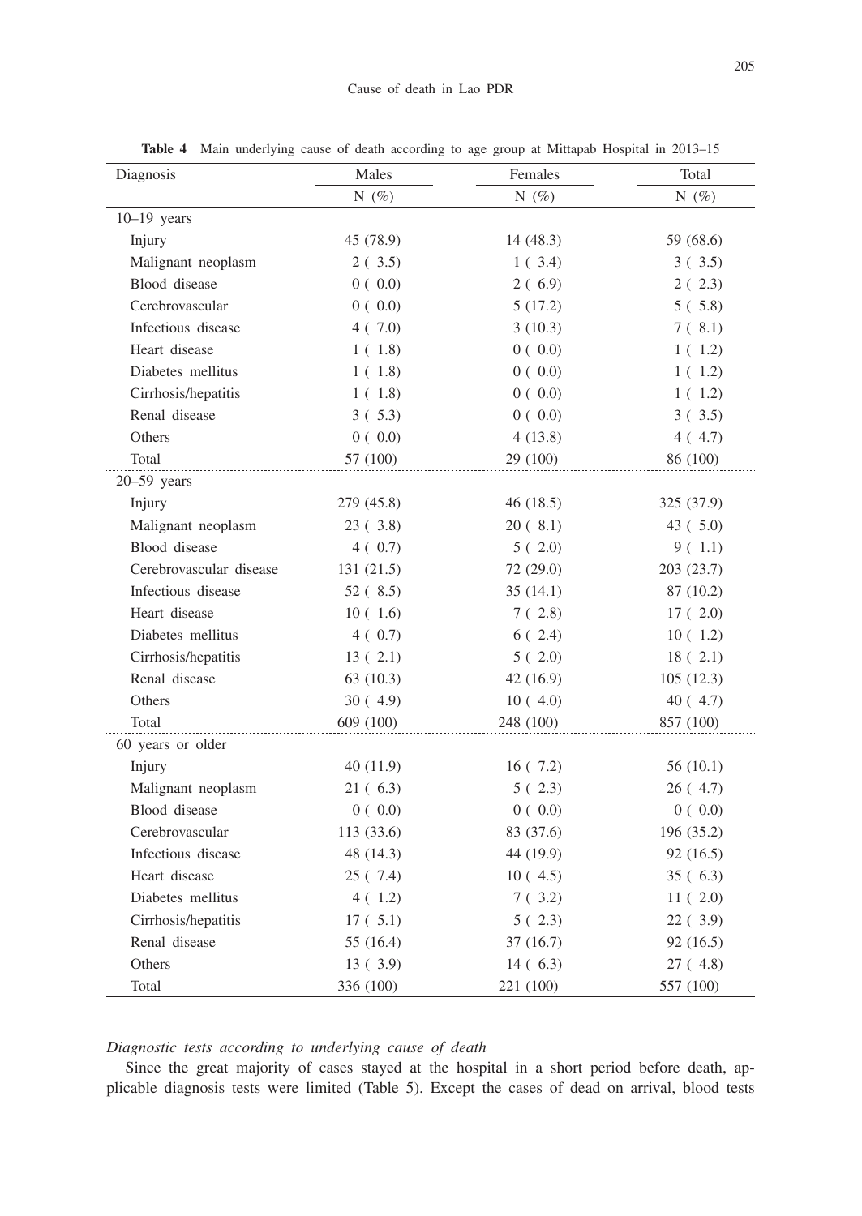**Table 4** Main underlying cause of death according to age group at Mittapab Hospital in 2013–15

| Diagnosis | Males | Females | Total |
|---|---|---|---|
| | N (%) | N (%) | N (%) |
| 10–19 years | | | |
| Injury | 45 (78.9) | 14 (48.3) | 59 (68.6) |
| Malignant neoplasm | 2 ( 3.5) | 1 ( 3.4) | 3 ( 3.5) |
| Blood disease | 0 ( 0.0) | 2 ( 6.9) | 2 ( 2.3) |
| Cerebrovascular | 0 ( 0.0) | 5 (17.2) | 5 ( 5.8) |
| Infectious disease | 4 ( 7.0) | 3 (10.3) | 7 ( 8.1) |
| Heart disease | 1 ( 1.8) | 0 ( 0.0) | 1 ( 1.2) |
| Diabetes mellitus | 1 ( 1.8) | 0 ( 0.0) | 1 ( 1.2) |
| Cirrhosis/hepatitis | 1 ( 1.8) | 0 ( 0.0) | 1 ( 1.2) |
| Renal disease | 3 ( 5.3) | 0 ( 0.0) | 3 ( 3.5) |
| Others | 0 ( 0.0) | 4 (13.8) | 4 ( 4.7) |
| Total | 57 (100) | 29 (100) | 86 (100) |
| 20–59 years | | | |
| Injury | 279 (45.8) | 46 (18.5) | 325 (37.9) |
| Malignant neoplasm | 23 ( 3.8) | 20 ( 8.1) | 43 ( 5.0) |
| Blood disease | 4 ( 0.7) | 5 ( 2.0) | 9 ( 1.1) |
| Cerebrovascular disease | 131 (21.5) | 72 (29.0) | 203 (23.7) |
| Infectious disease | 52 ( 8.5) | 35 (14.1) | 87 (10.2) |
| Heart disease | 10 ( 1.6) | 7 ( 2.8) | 17 ( 2.0) |
| Diabetes mellitus | 4 ( 0.7) | 6 ( 2.4) | 10 ( 1.2) |
| Cirrhosis/hepatitis | 13 ( 2.1) | 5 ( 2.0) | 18 ( 2.1) |
| Renal disease | 63 (10.3) | 42 (16.9) | 105 (12.3) |
| Others | 30 ( 4.9) | 10 ( 4.0) | 40 ( 4.7) |
| Total | 609 (100) | 248 (100) | 857 (100) |
| 60 years or older | | | |
| Injury | 40 (11.9) | 16 ( 7.2) | 56 (10.1) |
| Malignant neoplasm | 21 ( 6.3) | 5 ( 2.3) | 26 ( 4.7) |
| Blood disease | 0 ( 0.0) | 0 ( 0.0) | 0 ( 0.0) |
| Cerebrovascular | 113 (33.6) | 83 (37.6) | 196 (35.2) |
| Infectious disease | 48 (14.3) | 44 (19.9) | 92 (16.5) |
| Heart disease | 25 ( 7.4) | 10 ( 4.5) | 35 ( 6.3) |
| Diabetes mellitus | 4 ( 1.2) | 7 ( 3.2) | 11 ( 2.0) |
| Cirrhosis/hepatitis | 17 ( 5.1) | 5 ( 2.3) | 22 ( 3.9) |
| Renal disease | 55 (16.4) | 37 (16.7) | 92 (16.5) |
| Others | 13 ( 3.9) | 14 ( 6.3) | 27 ( 4.8) |
| Total | 336 (100) | 221 (100) | 557 (100) |

*Diagnostic tests according to underlying cause of death*

Since the great majority of cases stayed at the hospital in a short period before death, applicable diagnosis tests were limited (Table 5). Except the cases of dead on arrival, blood tests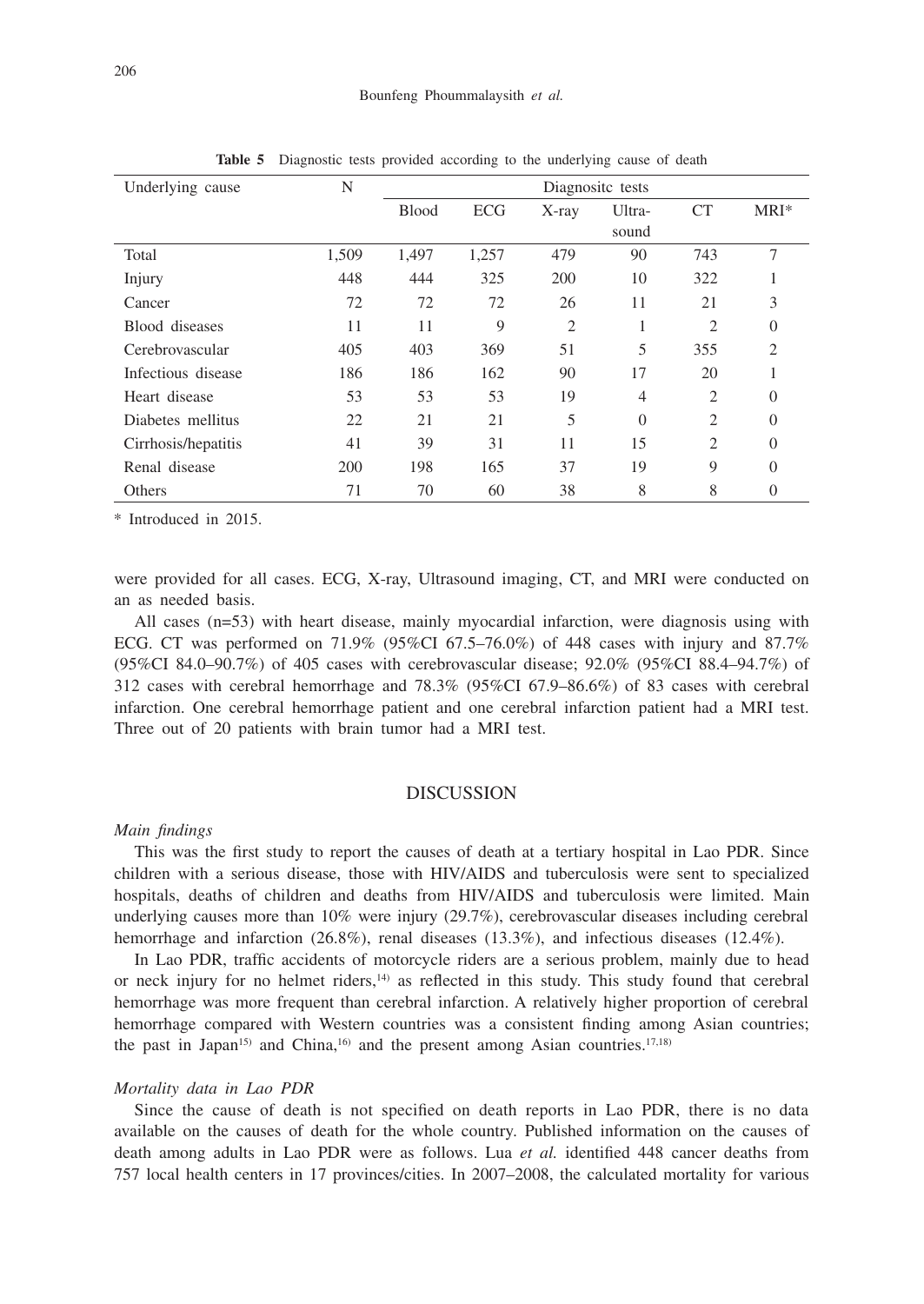**Table 5** Diagnostic tests provided according to the underlying cause of death

| Underlying cause | N | Diagnositc tests | | | | | |
|---|---|---|---|---|---|---|---|
| | | Blood | ECG | X-ray | Ultra-sound | CT | MRI* |
| Total | 1,509 | 1,497 | 1,257 | 479 | 90 | 743 | 7 |
| Injury | 448 | 444 | 325 | 200 | 10 | 322 | 1 |
| Cancer | 72 | 72 | 72 | 26 | 11 | 21 | 3 |
| Blood diseases | 11 | 11 | 9 | 2 | 1 | 2 | 0 |
| Cerebrovascular | 405 | 403 | 369 | 51 | 5 | 355 | 2 |
| Infectious disease | 186 | 186 | 162 | 90 | 17 | 20 | 1 |
| Heart disease | 53 | 53 | 53 | 19 | 4 | 2 | 0 |
| Diabetes mellitus | 22 | 21 | 21 | 5 | 0 | 2 | 0 |
| Cirrhosis/hepatitis | 41 | 39 | 31 | 11 | 15 | 2 | 0 |
| Renal disease | 200 | 198 | 165 | 37 | 19 | 9 | 0 |
| Others | 71 | 70 | 60 | 38 | 8 | 8 | 0 |

\* Introduced in 2015.

were provided for all cases. ECG, X-ray, Ultrasound imaging, CT, and MRI were conducted on an as needed basis.

All cases (n=53) with heart disease, mainly myocardial infarction, were diagnosis using with ECG. CT was performed on 71.9% (95%CI 67.5–76.0%) of 448 cases with injury and 87.7% (95%CI 84.0–90.7%) of 405 cases with cerebrovascular disease; 92.0% (95%CI 88.4–94.7%) of 312 cases with cerebral hemorrhage and 78.3% (95%CI 67.9–86.6%) of 83 cases with cerebral infarction. One cerebral hemorrhage patient and one cerebral infarction patient had a MRI test. Three out of 20 patients with brain tumor had a MRI test.

## DISCUSSION

### *Main findings*

This was the first study to report the causes of death at a tertiary hospital in Lao PDR. Since children with a serious disease, those with HIV/AIDS and tuberculosis were sent to specialized hospitals, deaths of children and deaths from HIV/AIDS and tuberculosis were limited. Main underlying causes more than 10% were injury (29.7%), cerebrovascular diseases including cerebral hemorrhage and infarction (26.8%), renal diseases (13.3%), and infectious diseases (12.4%).

In Lao PDR, traffic accidents of motorcycle riders are a serious problem, mainly due to head or neck injury for no helmet riders,[14] as reflected in this study. This study found that cerebral hemorrhage was more frequent than cerebral infarction. A relatively higher proportion of cerebral hemorrhage compared with Western countries was a consistent finding among Asian countries; the past in Japan[15] and China,[16] and the present among Asian countries.[17,18]

### *Mortality data in Lao PDR*

Since the cause of death is not specified on death reports in Lao PDR, there is no data available on the causes of death for the whole country. Published information on the causes of death among adults in Lao PDR were as follows. Lua *et al.* identified 448 cancer deaths from 757 local health centers in 17 provinces/cities. In 2007–2008, the calculated mortality for various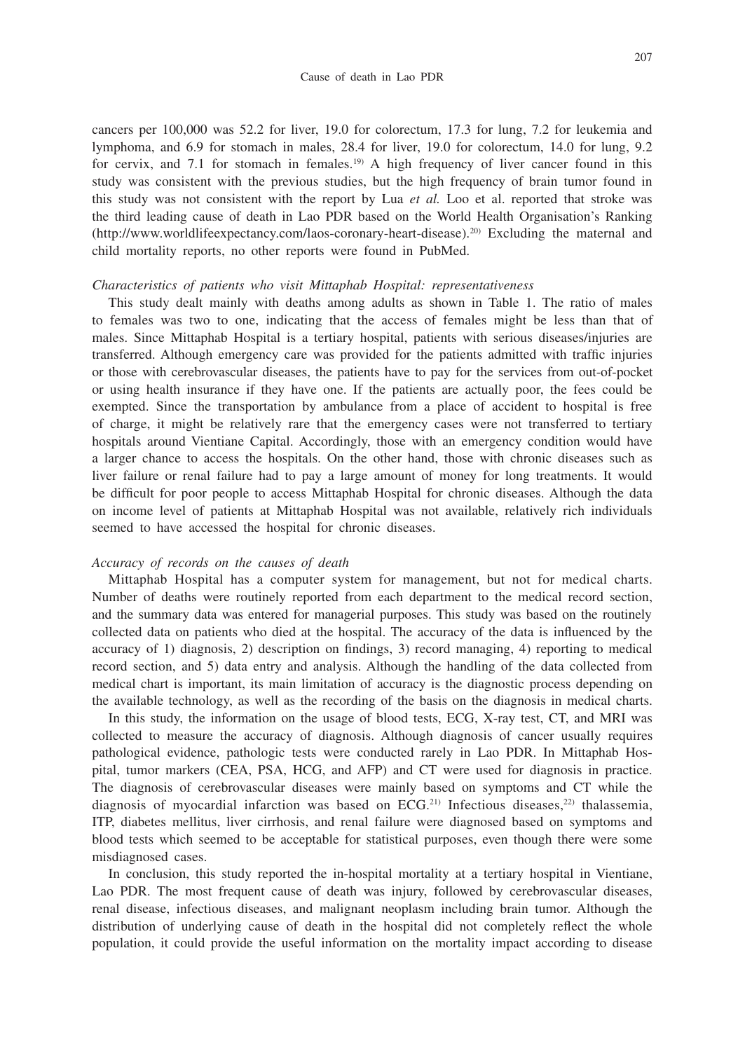cancers per 100,000 was 52.2 for liver, 19.0 for colorectum, 17.3 for lung, 7.2 for leukemia and lymphoma, and 6.9 for stomach in males, 28.4 for liver, 19.0 for colorectum, 14.0 for lung, 9.2 for cervix, and 7.1 for stomach in females.[19] A high frequency of liver cancer found in this study was consistent with the previous studies, but the high frequency of brain tumor found in this study was not consistent with the report by Lua *et al.* Loo et al. reported that stroke was the third leading cause of death in Lao PDR based on the World Health Organisation's Ranking (http://www.worldlifeexpectancy.com/laos-coronary-heart-disease).[20] Excluding the maternal and child mortality reports, no other reports were found in PubMed.

*Characteristics of patients who visit Mittaphab Hospital: representativeness*

This study dealt mainly with deaths among adults as shown in Table 1. The ratio of males to females was two to one, indicating that the access of females might be less than that of males. Since Mittaphab Hospital is a tertiary hospital, patients with serious diseases/injuries are transferred. Although emergency care was provided for the patients admitted with traffic injuries or those with cerebrovascular diseases, the patients have to pay for the services from out-of-pocket or using health insurance if they have one. If the patients are actually poor, the fees could be exempted. Since the transportation by ambulance from a place of accident to hospital is free of charge, it might be relatively rare that the emergency cases were not transferred to tertiary hospitals around Vientiane Capital. Accordingly, those with an emergency condition would have a larger chance to access the hospitals. On the other hand, those with chronic diseases such as liver failure or renal failure had to pay a large amount of money for long treatments. It would be difficult for poor people to access Mittaphab Hospital for chronic diseases. Although the data on income level of patients at Mittaphab Hospital was not available, relatively rich individuals seemed to have accessed the hospital for chronic diseases.

*Accuracy of records on the causes of death*

Mittaphab Hospital has a computer system for management, but not for medical charts. Number of deaths were routinely reported from each department to the medical record section, and the summary data was entered for managerial purposes. This study was based on the routinely collected data on patients who died at the hospital. The accuracy of the data is influenced by the accuracy of 1) diagnosis, 2) description on findings, 3) record managing, 4) reporting to medical record section, and 5) data entry and analysis. Although the handling of the data collected from medical chart is important, its main limitation of accuracy is the diagnostic process depending on the available technology, as well as the recording of the basis on the diagnosis in medical charts.

In this study, the information on the usage of blood tests, ECG, X-ray test, CT, and MRI was collected to measure the accuracy of diagnosis. Although diagnosis of cancer usually requires pathological evidence, pathologic tests were conducted rarely in Lao PDR. In Mittaphab Hospital, tumor markers (CEA, PSA, HCG, and AFP) and CT were used for diagnosis in practice. The diagnosis of cerebrovascular diseases were mainly based on symptoms and CT while the diagnosis of myocardial infarction was based on ECG.[21] Infectious diseases,[22] thalassemia, ITP, diabetes mellitus, liver cirrhosis, and renal failure were diagnosed based on symptoms and blood tests which seemed to be acceptable for statistical purposes, even though there were some misdiagnosed cases.

In conclusion, this study reported the in-hospital mortality at a tertiary hospital in Vientiane, Lao PDR. The most frequent cause of death was injury, followed by cerebrovascular diseases, renal disease, infectious diseases, and malignant neoplasm including brain tumor. Although the distribution of underlying cause of death in the hospital did not completely reflect the whole population, it could provide the useful information on the mortality impact according to disease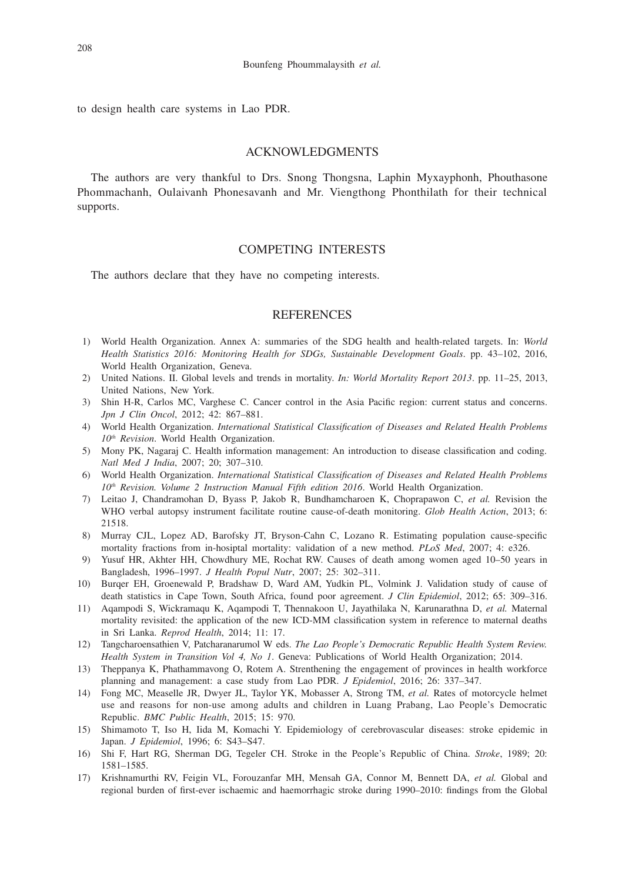to design health care systems in Lao PDR.

## ACKNOWLEDGMENTS

The authors are very thankful to Drs. Snong Thongsna, Laphin Myxayphonh, Phouthasone Phommachanh, Oulaivanh Phonesavanh and Mr. Viengthong Phonthilath for their technical supports.

## COMPETING INTERESTS

The authors declare that they have no competing interests.

## REFERENCES

1) World Health Organization. Annex A: summaries of the SDG health and health-related targets. In: *World Health Statistics 2016: Monitoring Health for SDGs, Sustainable Development Goals*. pp. 43–102, 2016, World Health Organization, Geneva.
2) United Nations. II. Global levels and trends in mortality. *In: World Mortality Report 2013*. pp. 11–25, 2013, United Nations, New York.
3) Shin H-R, Carlos MC, Varghese C. Cancer control in the Asia Pacific region: current status and concerns. *Jpn J Clin Oncol*, 2012; 42: 867–881.
4) World Health Organization. *International Statistical Classification of Diseases and Related Health Problems 10th Revision*. World Health Organization.
5) Mony PK, Nagaraj C. Health information management: An introduction to disease classification and coding. *Natl Med J India*, 2007; 20; 307–310.
6) World Health Organization. *International Statistical Classification of Diseases and Related Health Problems 10th Revision. Volume 2 Instruction Manual Fifth edition 2016*. World Health Organization.
7) Leitao J, Chandramohan D, Byass P, Jakob R, Bundhamcharoen K, Choprapawon C, *et al.* Revision the WHO verbal autopsy instrument facilitate routine cause-of-death monitoring. *Glob Health Action*, 2013; 6: 21518.
8) Murray CJL, Lopez AD, Barofsky JT, Bryson-Cahn C, Lozano R. Estimating population cause-specific mortality fractions from in-hosiptal mortality: validation of a new method. *PLoS Med*, 2007; 4: e326.
9) Yusuf HR, Akhter HH, Chowdhury ME, Rochat RW. Causes of death among women aged 10–50 years in Bangladesh, 1996–1997. *J Health Popul Nutr*, 2007; 25: 302–311.
10) Burqer EH, Groenewald P, Bradshaw D, Ward AM, Yudkin PL, Volmink J. Validation study of cause of death statistics in Cape Town, South Africa, found poor agreement. *J Clin Epidemiol*, 2012; 65: 309–316.
11) Aqampodi S, Wickramaqu K, Aqampodi T, Thennakoon U, Jayathilaka N, Karunarathna D, *et al.* Maternal mortality revisited: the application of the new ICD-MM classification system in reference to maternal deaths in Sri Lanka. *Reprod Health*, 2014; 11: 17.
12) Tangcharoensathien V, Patcharanarumol W eds. *The Lao People's Democratic Republic Health System Review. Health System in Transition Vol 4, No 1*. Geneva: Publications of World Health Organization; 2014.
13) Theppanya K, Phathammavong O, Rotem A. Strenthening the engagement of provinces in health workforce planning and management: a case study from Lao PDR. *J Epidemiol*, 2016; 26: 337–347.
14) Fong MC, Measelle JR, Dwyer JL, Taylor YK, Mobasser A, Strong TM, *et al.* Rates of motorcycle helmet use and reasons for non-use among adults and children in Luang Prabang, Lao People's Democratic Republic. *BMC Public Health*, 2015; 15: 970.
15) Shimamoto T, Iso H, Iida M, Komachi Y. Epidemiology of cerebrovascular diseases: stroke epidemic in Japan. *J Epidemiol*, 1996; 6: S43–S47.
16) Shi F, Hart RG, Sherman DG, Tegeler CH. Stroke in the People's Republic of China. *Stroke*, 1989; 20: 1581–1585.
17) Krishnamurthi RV, Feigin VL, Forouzanfar MH, Mensah GA, Connor M, Bennett DA, *et al.* Global and regional burden of first-ever ischaemic and haemorrhagic stroke during 1990–2010: findings from the Global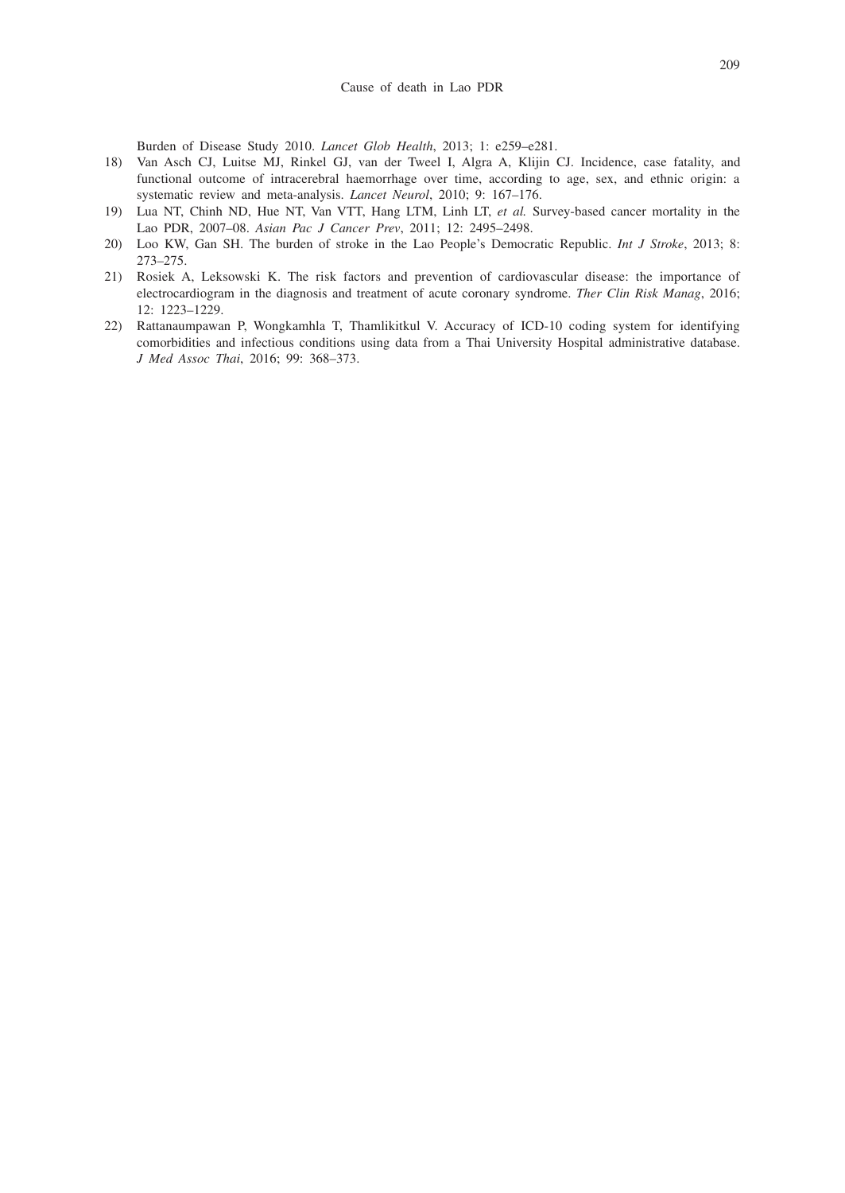Burden of Disease Study 2010. *Lancet Glob Health*, 2013; 1: e259–e281.

18) Van Asch CJ, Luitse MJ, Rinkel GJ, van der Tweel I, Algra A, Klijin CJ. Incidence, case fatality, and functional outcome of intracerebral haemorrhage over time, according to age, sex, and ethnic origin: a systematic review and meta-analysis. *Lancet Neurol*, 2010; 9: 167–176.
19) Lua NT, Chinh ND, Hue NT, Van VTT, Hang LTM, Linh LT, *et al.* Survey-based cancer mortality in the Lao PDR, 2007–08. *Asian Pac J Cancer Prev*, 2011; 12: 2495–2498.
20) Loo KW, Gan SH. The burden of stroke in the Lao People's Democratic Republic. *Int J Stroke*, 2013; 8: 273–275.
21) Rosiek A, Leksowski K. The risk factors and prevention of cardiovascular disease: the importance of electrocardiogram in the diagnosis and treatment of acute coronary syndrome. *Ther Clin Risk Manag*, 2016; 12: 1223–1229.
22) Rattanaumpawan P, Wongkamhla T, Thamlikitkul V. Accuracy of ICD-10 coding system for identifying comorbidities and infectious conditions using data from a Thai University Hospital administrative database. *J Med Assoc Thai*, 2016; 99: 368–373.